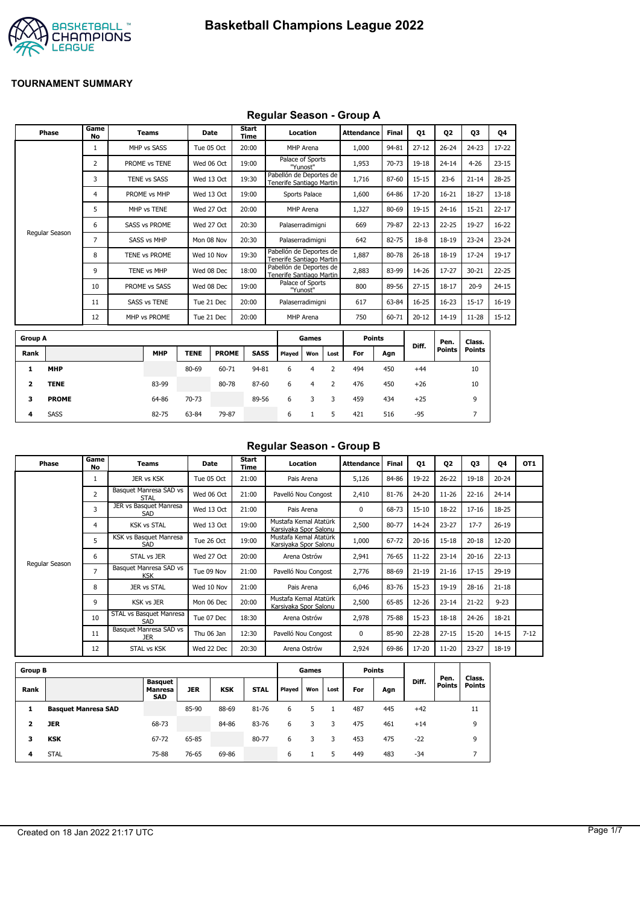# Basketball Champions League 2022

## TOURNAMENT SUMMARY

### Regular Season - Group A

| Phase | Game No | Teams | Date | Start Time | Location | Attendance | Final | Q1 | Q2 | Q3 | Q4 |
|---|---|---|---|---|---|---|---|---|---|---|---|
| Regular Season | 1 | MHP vs SASS | Tue 05 Oct | 20:00 | MHP Arena | 1,000 | 94-81 | 27-12 | 26-24 | 24-23 | 17-22 |
| | 2 | PROME vs TENE | Wed 06 Oct | 19:00 | Palace of Sports "Yunost" | 1,953 | 70-73 | 19-18 | 24-14 | 4-26 | 23-15 |
| | 3 | TENE vs SASS | Wed 13 Oct | 19:30 | Pabellón de Deportes de Tenerife Santiago Martin | 1,716 | 87-60 | 15-15 | 23-6 | 21-14 | 28-25 |
| | 4 | PROME vs MHP | Wed 13 Oct | 19:00 | Sports Palace | 1,600 | 64-86 | 17-20 | 16-21 | 18-27 | 13-18 |
| | 5 | MHP vs TENE | Wed 27 Oct | 20:00 | MHP Arena | 1,327 | 80-69 | 19-15 | 24-16 | 15-21 | 22-17 |
| | 6 | SASS vs PROME | Wed 27 Oct | 20:30 | Palaserradimigni | 669 | 79-87 | 22-13 | 22-25 | 19-27 | 16-22 |
| | 7 | SASS vs MHP | Mon 08 Nov | 20:30 | Palaserradimigni | 642 | 82-75 | 18-8 | 18-19 | 23-24 | 23-24 |
| | 8 | TENE vs PROME | Wed 10 Nov | 19:30 | Pabellón de Deportes de Tenerife Santiago Martin | 1,887 | 80-78 | 26-18 | 18-19 | 17-24 | 19-17 |
| | 9 | TENE vs MHP | Wed 08 Dec | 18:00 | Pabellón de Deportes de Tenerife Santiago Martin | 2,883 | 83-99 | 14-26 | 17-27 | 30-21 | 22-25 |
| | 10 | PROME vs SASS | Wed 08 Dec | 19:00 | Palace of Sports "Yunost" | 800 | 89-56 | 27-15 | 18-17 | 20-9 | 24-15 |
| | 11 | SASS vs TENE | Tue 21 Dec | 20:00 | Palaserradimigni | 617 | 63-84 | 16-25 | 16-23 | 15-17 | 16-19 |
| | 12 | MHP vs PROME | Tue 21 Dec | 20:00 | MHP Arena | 750 | 60-71 | 20-12 | 14-19 | 11-28 | 15-12 |

| Group A | | | | | | Games | | | Points | | Diff. | Pen. Points | Class. Points |
|---|---|---|---|---|---|---|---|---|---|---|---|---|---|
| Rank | | MHP | TENE | PROME | SASS | Played | Won | Lost | For | Agn | | | |
| 1 | **MHP** | | 80-69 | 60-71 | 94-81 | 6 | 4 | 2 | 494 | 450 | +44 | | 10 |
| 2 | **TENE** | 83-99 | | 80-78 | 87-60 | 6 | 4 | 2 | 476 | 450 | +26 | | 10 |
| 3 | **PROME** | 64-86 | 70-73 | | 89-56 | 6 | 3 | 3 | 459 | 434 | +25 | | 9 |
| 4 | SASS | 82-75 | 63-84 | 79-87 | | 6 | 1 | 5 | 421 | 516 | -95 | | 7 |

### Regular Season - Group B

| Phase | Game No | Teams | Date | Start Time | Location | Attendance | Final | Q1 | Q2 | Q3 | Q4 | OT1 |
|---|---|---|---|---|---|---|---|---|---|---|---|---|
| Regular Season | 1 | JER vs KSK | Tue 05 Oct | 21:00 | Pais Arena | 5,126 | 84-86 | 19-22 | 26-22 | 19-18 | 20-24 | |
| | 2 | Basquet Manresa SAD vs STAL | Wed 06 Oct | 21:00 | Pavelló Nou Congost | 2,410 | 81-76 | 24-20 | 11-26 | 22-16 | 24-14 | |
| | 3 | JER vs Basquet Manresa SAD | Wed 13 Oct | 21:00 | Pais Arena | 0 | 68-73 | 15-10 | 18-22 | 17-16 | 18-25 | |
| | 4 | KSK vs STAL | Wed 13 Oct | 19:00 | Mustafa Kemal Atatürk Karsiyaka Spor Salonu | 2,500 | 80-77 | 14-24 | 23-27 | 17-7 | 26-19 | |
| | 5 | KSK vs Basquet Manresa SAD | Tue 26 Oct | 19:00 | Mustafa Kemal Atatürk Karsiyaka Spor Salonu | 1,000 | 67-72 | 20-16 | 15-18 | 20-18 | 12-20 | |
| | 6 | STAL vs JER | Wed 27 Oct | 20:00 | Arena Ostrów | 2,941 | 76-65 | 11-22 | 23-14 | 20-16 | 22-13 | |
| | 7 | Basquet Manresa SAD vs KSK | Tue 09 Nov | 21:00 | Pavelló Nou Congost | 2,776 | 88-69 | 21-19 | 21-16 | 17-15 | 29-19 | |
| | 8 | JER vs STAL | Wed 10 Nov | 21:00 | Pais Arena | 6,046 | 83-76 | 15-23 | 19-19 | 28-16 | 21-18 | |
| | 9 | KSK vs JER | Mon 06 Dec | 20:00 | Mustafa Kemal Atatürk Karsiyaka Spor Salonu | 2,500 | 65-85 | 12-26 | 23-14 | 21-22 | 9-23 | |
| | 10 | STAL vs Basquet Manresa SAD | Tue 07 Dec | 18:30 | Arena Ostrów | 2,978 | 75-88 | 15-23 | 18-18 | 24-26 | 18-21 | |
| | 11 | Basquet Manresa SAD vs JER | Thu 06 Jan | 12:30 | Pavelló Nou Congost | 0 | 85-90 | 22-28 | 27-15 | 15-20 | 14-15 | 7-12 |
| | 12 | STAL vs KSK | Wed 22 Dec | 20:30 | Arena Ostrów | 2,924 | 69-86 | 17-20 | 11-20 | 23-27 | 18-19 | |

| Group B | | | | | | Games | | | Points | | Diff. | Pen. Points | Class. Points |
|---|---|---|---|---|---|---|---|---|---|---|---|---|---|
| Rank | | Basquet Manresa SAD | JER | KSK | STAL | Played | Won | Lost | For | Agn | | | |
| 1 | **Basquet Manresa SAD** | | 85-90 | 88-69 | 81-76 | 6 | 5 | 1 | 487 | 445 | +42 | | 11 |
| 2 | **JER** | 68-73 | | 84-86 | 83-76 | 6 | 3 | 3 | 475 | 461 | +14 | | 9 |
| 3 | **KSK** | 67-72 | 65-85 | | 80-77 | 6 | 3 | 3 | 453 | 475 | -22 | | 9 |
| 4 | STAL | 75-88 | 76-65 | 69-86 | | 6 | 1 | 5 | 449 | 483 | -34 | | 7 |

Created on 18 Jan 2022 21:17 UTC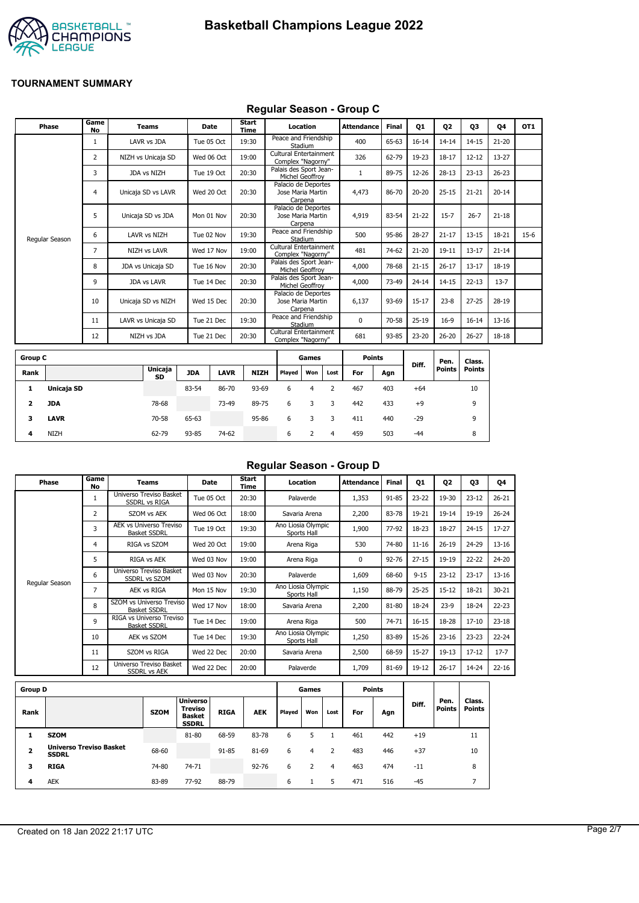# Basketball Champions League 2022

**TOURNAMENT SUMMARY**

## Regular Season - Group C

| Phase | Game No | Teams | Date | Start Time | Location | Attendance | Final | Q1 | Q2 | Q3 | Q4 | OT1 |
|---|---|---|---|---|---|---|---|---|---|---|---|---|
| Regular Season | 1 | LAVR vs JDA | Tue 05 Oct | 19:30 | Peace and Friendship Stadium | 400 | 65-63 | 16-14 | 14-14 | 14-15 | 21-20 | |
| | 2 | NIZH vs Unicaja SD | Wed 06 Oct | 19:00 | Cultural Entertainment Complex "Nagorny" | 326 | 62-79 | 19-23 | 18-17 | 12-12 | 13-27 | |
| | 3 | JDA vs NIZH | Tue 19 Oct | 20:30 | Palais des Sport Jean-Michel Geoffroy | 1 | 89-75 | 12-26 | 28-13 | 23-13 | 26-23 | |
| | 4 | Unicaja SD vs LAVR | Wed 20 Oct | 20:30 | Palacio de Deportes Jose Maria Martin Carpena | 4,473 | 86-70 | 20-20 | 25-15 | 21-21 | 20-14 | |
| | 5 | Unicaja SD vs JDA | Mon 01 Nov | 20:30 | Palacio de Deportes Jose Maria Martin Carpena | 4,919 | 83-54 | 21-22 | 15-7 | 26-7 | 21-18 | |
| | 6 | LAVR vs NIZH | Tue 02 Nov | 19:30 | Peace and Friendship Stadium | 500 | 95-86 | 28-27 | 21-17 | 13-15 | 18-21 | 15-6 |
| | 7 | NIZH vs LAVR | Wed 17 Nov | 19:00 | Cultural Entertainment Complex "Nagorny" | 481 | 74-62 | 21-20 | 19-11 | 13-17 | 21-14 | |
| | 8 | JDA vs Unicaja SD | Tue 16 Nov | 20:30 | Palais des Sport Jean-Michel Geoffroy | 4,000 | 78-68 | 21-15 | 26-17 | 13-17 | 18-19 | |
| | 9 | JDA vs LAVR | Tue 14 Dec | 20:30 | Palais des Sport Jean-Michel Geoffroy | 4,000 | 73-49 | 24-14 | 14-15 | 22-13 | 13-7 | |
| | 10 | Unicaja SD vs NIZH | Wed 15 Dec | 20:30 | Palacio de Deportes Jose Maria Martin Carpena | 6,137 | 93-69 | 15-17 | 23-8 | 27-25 | 28-19 | |
| | 11 | LAVR vs Unicaja SD | Tue 21 Dec | 19:30 | Peace and Friendship Stadium | 0 | 70-58 | 25-19 | 16-9 | 16-14 | 13-16 | |
| | 12 | NIZH vs JDA | Tue 21 Dec | 20:30 | Cultural Entertainment Complex "Nagorny" | 681 | 93-85 | 23-20 | 26-20 | 26-27 | 18-18 | |

| Group C | | | | | | Games | | | Points | | Diff. | Pen. Points | Class. Points |
|---|---|---|---|---|---|---|---|---|---|---|---|---|---|
| Rank | | Unicaja SD | JDA | LAVR | NIZH | Played | Won | Lost | For | Agn | | | |
| 1 | **Unicaja SD** | | 83-54 | 86-70 | 93-69 | 6 | 4 | 2 | 467 | 403 | +64 | | 10 |
| 2 | **JDA** | 78-68 | | 73-49 | 89-75 | 6 | 3 | 3 | 442 | 433 | +9 | | 9 |
| 3 | **LAVR** | 70-58 | 65-63 | | 95-86 | 6 | 3 | 3 | 411 | 440 | -29 | | 9 |
| 4 | NIZH | 62-79 | 93-85 | 74-62 | | 6 | 2 | 4 | 459 | 503 | -44 | | 8 |

## Regular Season - Group D

| Phase | Game No | Teams | Date | Start Time | Location | Attendance | Final | Q1 | Q2 | Q3 | Q4 |
|---|---|---|---|---|---|---|---|---|---|---|---|
| Regular Season | 1 | Universo Treviso Basket SSDRL vs RIGA | Tue 05 Oct | 20:30 | Palaverde | 1,353 | 91-85 | 23-22 | 19-30 | 23-12 | 26-21 |
| | 2 | SZOM vs AEK | Wed 06 Oct | 18:00 | Savaria Arena | 2,200 | 83-78 | 19-21 | 19-14 | 19-19 | 26-24 |
| | 3 | AEK vs Universo Treviso Basket SSDRL | Tue 19 Oct | 19:30 | Ano Liosia Olympic Sports Hall | 1,900 | 77-92 | 18-23 | 18-27 | 24-15 | 17-27 |
| | 4 | RIGA vs SZOM | Wed 20 Oct | 19:00 | Arena Riga | 530 | 74-80 | 11-16 | 26-19 | 24-29 | 13-16 |
| | 5 | RIGA vs AEK | Wed 03 Nov | 19:00 | Arena Riga | 0 | 92-76 | 27-15 | 19-19 | 22-22 | 24-20 |
| | 6 | Universo Treviso Basket SSDRL vs SZOM | Wed 03 Nov | 20:30 | Palaverde | 1,609 | 68-60 | 9-15 | 23-12 | 23-17 | 13-16 |
| | 7 | AEK vs RIGA | Mon 15 Nov | 19:30 | Ano Liosia Olympic Sports Hall | 1,150 | 88-79 | 25-25 | 15-12 | 18-21 | 30-21 |
| | 8 | SZOM vs Universo Treviso Basket SSDRL | Wed 17 Nov | 18:00 | Savaria Arena | 2,200 | 81-80 | 18-24 | 23-9 | 18-24 | 22-23 |
| | 9 | RIGA vs Universo Treviso Basket SSDRL | Tue 14 Dec | 19:00 | Arena Riga | 500 | 74-71 | 16-15 | 18-28 | 17-10 | 23-18 |
| | 10 | AEK vs SZOM | Tue 14 Dec | 19:30 | Ano Liosia Olympic Sports Hall | 1,250 | 83-89 | 15-26 | 23-16 | 23-23 | 22-24 |
| | 11 | SZOM vs RIGA | Wed 22 Dec | 20:00 | Savaria Arena | 2,500 | 68-59 | 15-27 | 19-13 | 17-12 | 17-7 |
| | 12 | Universo Treviso Basket SSDRL vs AEK | Wed 22 Dec | 20:00 | Palaverde | 1,709 | 81-69 | 19-12 | 26-17 | 14-24 | 22-16 |

| Group D | | | | | | Games | | | Points | | Diff. | Pen. Points | Class. Points |
|---|---|---|---|---|---|---|---|---|---|---|---|---|---|
| Rank | | SZOM | Universo Treviso Basket SSDRL | RIGA | AEK | Played | Won | Lost | For | Agn | | | |
| 1 | **SZOM** | | 81-80 | 68-59 | 83-78 | 6 | 5 | 1 | 461 | 442 | +19 | | 11 |
| 2 | **Universo Treviso Basket SSDRL** | 68-60 | | 91-85 | 81-69 | 6 | 4 | 2 | 483 | 446 | +37 | | 10 |
| 3 | **RIGA** | 74-80 | 74-71 | | 92-76 | 6 | 2 | 4 | 463 | 474 | -11 | | 8 |
| 4 | AEK | 83-89 | 77-92 | 88-79 | | 6 | 1 | 5 | 471 | 516 | -45 | | 7 |

Created on 18 Jan 2022 21:17 UTC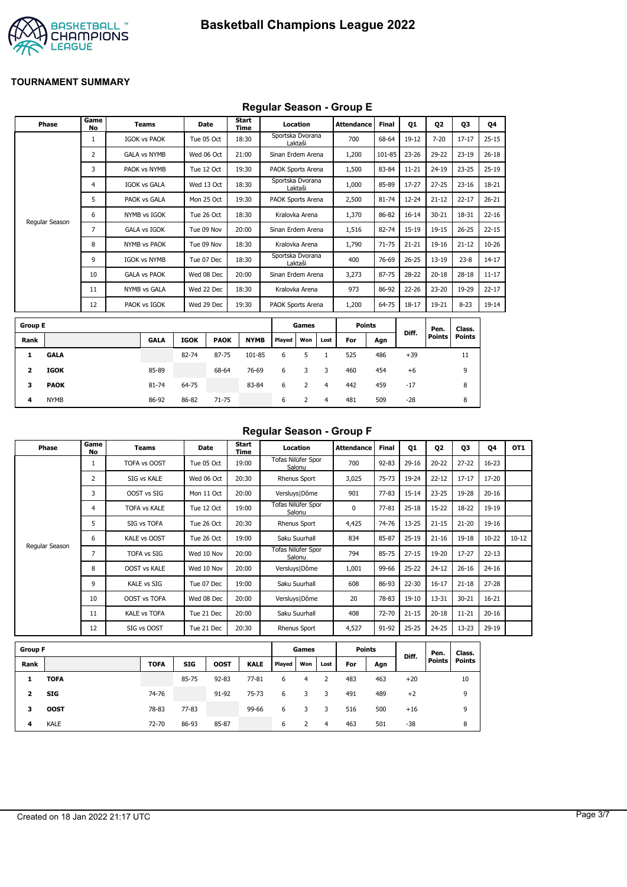# Basketball Champions League 2022

**TOURNAMENT SUMMARY**

## Regular Season - Group E

| Phase | Game No | Teams | Date | Start Time | Location | Attendance | Final | Q1 | Q2 | Q3 | Q4 |
|---|---|---|---|---|---|---|---|---|---|---|---|
| Regular Season | 1 | IGOK vs PAOK | Tue 05 Oct | 18:30 | Sportska Dvorana Laktaši | 700 | 68-64 | 19-12 | 7-20 | 17-17 | 25-15 |
| | 2 | GALA vs NYMB | Wed 06 Oct | 21:00 | Sinan Erdem Arena | 1,200 | 101-85 | 23-26 | 29-22 | 23-19 | 26-18 |
| | 3 | PAOK vs NYMB | Tue 12 Oct | 19:30 | PAOK Sports Arena | 1,500 | 83-84 | 11-21 | 24-19 | 23-25 | 25-19 |
| | 4 | IGOK vs GALA | Wed 13 Oct | 18:30 | Sportska Dvorana Laktaši | 1,000 | 85-89 | 17-27 | 27-25 | 23-16 | 18-21 |
| | 5 | PAOK vs GALA | Mon 25 Oct | 19:30 | PAOK Sports Arena | 2,500 | 81-74 | 12-24 | 21-12 | 22-17 | 26-21 |
| | 6 | NYMB vs IGOK | Tue 26 Oct | 18:30 | Kralovka Arena | 1,370 | 86-82 | 16-14 | 30-21 | 18-31 | 22-16 |
| | 7 | GALA vs IGOK | Tue 09 Nov | 20:00 | Sinan Erdem Arena | 1,516 | 82-74 | 15-19 | 19-15 | 26-25 | 22-15 |
| | 8 | NYMB vs PAOK | Tue 09 Nov | 18:30 | Kralovka Arena | 1,790 | 71-75 | 21-21 | 19-16 | 21-12 | 10-26 |
| | 9 | IGOK vs NYMB | Tue 07 Dec | 18:30 | Sportska Dvorana Laktaši | 400 | 76-69 | 26-25 | 13-19 | 23-8 | 14-17 |
| | 10 | GALA vs PAOK | Wed 08 Dec | 20:00 | Sinan Erdem Arena | 3,273 | 87-75 | 28-22 | 20-18 | 28-18 | 11-17 |
| | 11 | NYMB vs GALA | Wed 22 Dec | 18:30 | Kralovka Arena | 973 | 86-92 | 22-26 | 23-20 | 19-29 | 22-17 |
| | 12 | PAOK vs IGOK | Wed 29 Dec | 19:30 | PAOK Sports Arena | 1,200 | 64-75 | 18-17 | 19-21 | 8-23 | 19-14 |

| Group E | | | | | | Games | | | Points | | Diff. | Pen. Points | Class. Points |
|---|---|---|---|---|---|---|---|---|---|---|---|---|---|
| Rank | | GALA | IGOK | PAOK | NYMB | Played | Won | Lost | For | Agn | | | |
| 1 | **GALA** | | 82-74 | 87-75 | 101-85 | 6 | 5 | 1 | 525 | 486 | +39 | | 11 |
| 2 | **IGOK** | 85-89 | | 68-64 | 76-69 | 6 | 3 | 3 | 460 | 454 | +6 | | 9 |
| 3 | **PAOK** | 81-74 | 64-75 | | 83-84 | 6 | 2 | 4 | 442 | 459 | -17 | | 8 |
| 4 | NYMB | 86-92 | 86-82 | 71-75 | | 6 | 2 | 4 | 481 | 509 | -28 | | 8 |

## Regular Season - Group F

| Phase | Game No | Teams | Date | Start Time | Location | Attendance | Final | Q1 | Q2 | Q3 | Q4 | OT1 |
|---|---|---|---|---|---|---|---|---|---|---|---|---|
| Regular Season | 1 | TOFA vs OOST | Tue 05 Oct | 19:00 | Tofas Nilüfer Spor Salonu | 700 | 92-83 | 29-16 | 20-22 | 27-22 | 16-23 | |
| | 2 | SIG vs KALE | Wed 06 Oct | 20:30 | Rhenus Sport | 3,025 | 75-73 | 19-24 | 22-12 | 17-17 | 17-20 | |
| | 3 | OOST vs SIG | Mon 11 Oct | 20:00 | Versluys\|Dôme | 901 | 77-83 | 15-14 | 23-25 | 19-28 | 20-16 | |
| | 4 | TOFA vs KALE | Tue 12 Oct | 19:00 | Tofas Nilüfer Spor Salonu | 0 | 77-81 | 25-18 | 15-22 | 18-22 | 19-19 | |
| | 5 | SIG vs TOFA | Tue 26 Oct | 20:30 | Rhenus Sport | 4,425 | 74-76 | 13-25 | 21-15 | 21-20 | 19-16 | |
| | 6 | KALE vs OOST | Tue 26 Oct | 19:00 | Saku Suurhall | 834 | 85-87 | 25-19 | 21-16 | 19-18 | 10-22 | 10-12 |
| | 7 | TOFA vs SIG | Wed 10 Nov | 20:00 | Tofas Nilüfer Spor Salonu | 794 | 85-75 | 27-15 | 19-20 | 17-27 | 22-13 | |
| | 8 | OOST vs KALE | Wed 10 Nov | 20:00 | Versluys\|Dôme | 1,001 | 99-66 | 25-22 | 24-12 | 26-16 | 24-16 | |
| | 9 | KALE vs SIG | Tue 07 Dec | 19:00 | Saku Suurhall | 608 | 86-93 | 22-30 | 16-17 | 21-18 | 27-28 | |
| | 10 | OOST vs TOFA | Wed 08 Dec | 20:00 | Versluys\|Dôme | 20 | 78-83 | 19-10 | 13-31 | 30-21 | 16-21 | |
| | 11 | KALE vs TOFA | Tue 21 Dec | 20:00 | Saku Suurhall | 408 | 72-70 | 21-15 | 20-18 | 11-21 | 20-16 | |
| | 12 | SIG vs OOST | Tue 21 Dec | 20:30 | Rhenus Sport | 4,527 | 91-92 | 25-25 | 24-25 | 13-23 | 29-19 | |

| Group F | | | | | | Games | | | Points | | Diff. | Pen. Points | Class. Points |
|---|---|---|---|---|---|---|---|---|---|---|---|---|---|
| Rank | | TOFA | SIG | OOST | KALE | Played | Won | Lost | For | Agn | | | |
| 1 | **TOFA** | | 85-75 | 92-83 | 77-81 | 6 | 4 | 2 | 483 | 463 | +20 | | 10 |
| 2 | **SIG** | 74-76 | | 91-92 | 75-73 | 6 | 3 | 3 | 491 | 489 | +2 | | 9 |
| 3 | **OOST** | 78-83 | 77-83 | | 99-66 | 6 | 3 | 3 | 516 | 500 | +16 | | 9 |
| 4 | KALE | 72-70 | 86-93 | 85-87 | | 6 | 2 | 4 | 463 | 501 | -38 | | 8 |

Created on 18 Jan 2022 21:17 UTC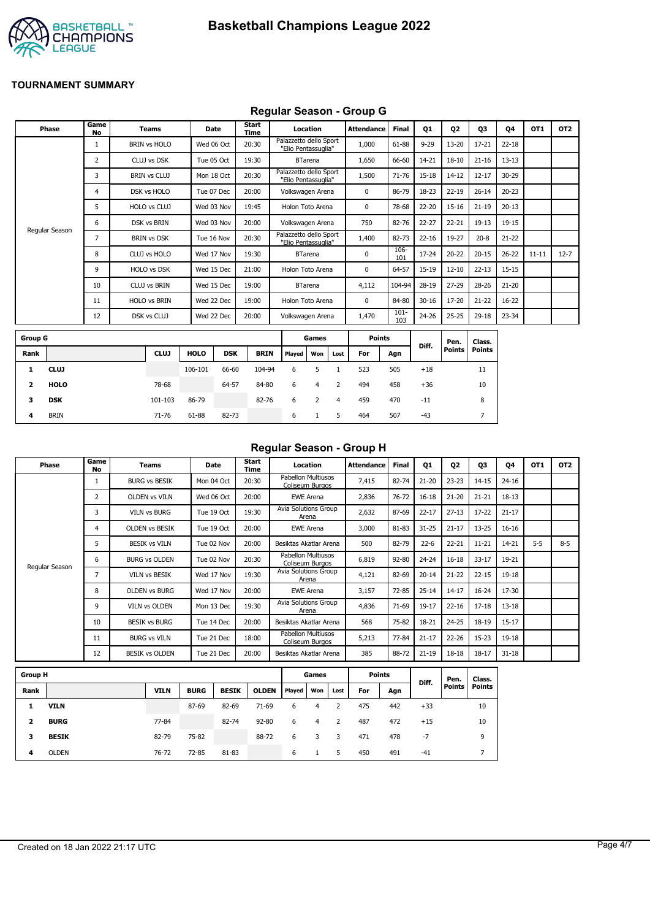# Basketball Champions League 2022

## TOURNAMENT SUMMARY

### Regular Season - Group G

| Phase | Game No | Teams | Date | Start Time | Location | Attendance | Final | Q1 | Q2 | Q3 | Q4 | OT1 | OT2 |
|---|---|---|---|---|---|---|---|---|---|---|---|---|---|
| Regular Season | 1 | BRIN vs HOLO | Wed 06 Oct | 20:30 | Palazzetto dello Sport "Elio Pentassuglia" | 1,000 | 61-88 | 9-29 | 13-20 | 17-21 | 22-18 | | |
| | 2 | CLUJ vs DSK | Tue 05 Oct | 19:30 | BTarena | 1,650 | 66-60 | 14-21 | 18-10 | 21-16 | 13-13 | | |
| | 3 | BRIN vs CLUJ | Mon 18 Oct | 20:30 | Palazzetto dello Sport "Elio Pentassuglia" | 1,500 | 71-76 | 15-18 | 14-12 | 12-17 | 30-29 | | |
| | 4 | DSK vs HOLO | Tue 07 Dec | 20:00 | Volkswagen Arena | 0 | 86-79 | 18-23 | 22-19 | 26-14 | 20-23 | | |
| | 5 | HOLO vs CLUJ | Wed 03 Nov | 19:45 | Holon Toto Arena | 0 | 78-68 | 22-20 | 15-16 | 21-19 | 20-13 | | |
| | 6 | DSK vs BRIN | Wed 03 Nov | 20:00 | Volkswagen Arena | 750 | 82-76 | 22-27 | 22-21 | 19-13 | 19-15 | | |
| | 7 | BRIN vs DSK | Tue 16 Nov | 20:30 | Palazzetto dello Sport "Elio Pentassuglia" | 1,400 | 82-73 | 22-16 | 19-27 | 20-8 | 21-22 | | |
| | 8 | CLUJ vs HOLO | Wed 17 Nov | 19:30 | BTarena | 0 | 106-101 | 17-24 | 20-22 | 20-15 | 26-22 | 11-11 | 12-7 |
| | 9 | HOLO vs DSK | Wed 15 Dec | 21:00 | Holon Toto Arena | 0 | 64-57 | 15-19 | 12-10 | 22-13 | 15-15 | | |
| | 10 | CLUJ vs BRIN | Wed 15 Dec | 19:00 | BTarena | 4,112 | 104-94 | 28-19 | 27-29 | 28-26 | 21-20 | | |
| | 11 | HOLO vs BRIN | Wed 22 Dec | 19:00 | Holon Toto Arena | 0 | 84-80 | 30-16 | 17-20 | 21-22 | 16-22 | | |
| | 12 | DSK vs CLUJ | Wed 22 Dec | 20:00 | Volkswagen Arena | 1,470 | 101-103 | 24-26 | 25-25 | 29-18 | 23-34 | | |

| Group G | | | | | | Games | | | Points | | Diff. | Pen. Points | Class. Points |
|---|---|---|---|---|---|---|---|---|---|---|---|---|---|
| Rank | | CLUJ | HOLO | DSK | BRIN | Played | Won | Lost | For | Agn | | | |
| 1 | **CLUJ** | | 106-101 | 66-60 | 104-94 | 6 | 5 | 1 | 523 | 505 | +18 | | 11 |
| 2 | **HOLO** | 78-68 | | 64-57 | 84-80 | 6 | 4 | 2 | 494 | 458 | +36 | | 10 |
| 3 | **DSK** | 101-103 | 86-79 | | 82-76 | 6 | 2 | 4 | 459 | 470 | -11 | | 8 |
| 4 | BRIN | 71-76 | 61-88 | 82-73 | | 6 | 1 | 5 | 464 | 507 | -43 | | 7 |

### Regular Season - Group H

| Phase | Game No | Teams | Date | Start Time | Location | Attendance | Final | Q1 | Q2 | Q3 | Q4 | OT1 | OT2 |
|---|---|---|---|---|---|---|---|---|---|---|---|---|---|
| Regular Season | 1 | BURG vs BESIK | Mon 04 Oct | 20:30 | Pabellon Multiusos Coliseum Burgos | 7,415 | 82-74 | 21-20 | 23-23 | 14-15 | 24-16 | | |
| | 2 | OLDEN vs VILN | Wed 06 Oct | 20:00 | EWE Arena | 2,836 | 76-72 | 16-18 | 21-20 | 21-21 | 18-13 | | |
| | 3 | VILN vs BURG | Tue 19 Oct | 19:30 | Avia Solutions Group Arena | 2,632 | 87-69 | 22-17 | 27-13 | 17-22 | 21-17 | | |
| | 4 | OLDEN vs BESIK | Tue 19 Oct | 20:00 | EWE Arena | 3,000 | 81-83 | 31-25 | 21-17 | 13-25 | 16-16 | | |
| | 5 | BESIK vs VILN | Tue 02 Nov | 20:00 | Besiktas Akatlar Arena | 500 | 82-79 | 22-6 | 22-21 | 11-21 | 14-21 | 5-5 | 8-5 |
| | 6 | BURG vs OLDEN | Tue 02 Nov | 20:30 | Pabellon Multiusos Coliseum Burgos | 6,819 | 92-80 | 24-24 | 16-18 | 33-17 | 19-21 | | |
| | 7 | VILN vs BESIK | Wed 17 Nov | 19:30 | Avia Solutions Group Arena | 4,121 | 82-69 | 20-14 | 21-22 | 22-15 | 19-18 | | |
| | 8 | OLDEN vs BURG | Wed 17 Nov | 20:00 | EWE Arena | 3,157 | 72-85 | 25-14 | 14-17 | 16-24 | 17-30 | | |
| | 9 | VILN vs OLDEN | Mon 13 Dec | 19:30 | Avia Solutions Group Arena | 4,836 | 71-69 | 19-17 | 22-16 | 17-18 | 13-18 | | |
| | 10 | BESIK vs BURG | Tue 14 Dec | 20:00 | Besiktas Akatlar Arena | 568 | 75-82 | 18-21 | 24-25 | 18-19 | 15-17 | | |
| | 11 | BURG vs VILN | Tue 21 Dec | 18:00 | Pabellon Multiusos Coliseum Burgos | 5,213 | 77-84 | 21-17 | 22-26 | 15-23 | 19-18 | | |
| | 12 | BESIK vs OLDEN | Tue 21 Dec | 20:00 | Besiktas Akatlar Arena | 385 | 88-72 | 21-19 | 18-18 | 18-17 | 31-18 | | |

| Group H | | | | | | Games | | | Points | | Diff. | Pen. Points | Class. Points |
|---|---|---|---|---|---|---|---|---|---|---|---|---|---|
| Rank | | VILN | BURG | BESIK | OLDEN | Played | Won | Lost | For | Agn | | | |
| 1 | **VILN** | | 87-69 | 82-69 | 71-69 | 6 | 4 | 2 | 475 | 442 | +33 | | 10 |
| 2 | **BURG** | 77-84 | | 82-74 | 92-80 | 6 | 4 | 2 | 487 | 472 | +15 | | 10 |
| 3 | **BESIK** | 82-79 | 75-82 | | 88-72 | 6 | 3 | 3 | 471 | 478 | -7 | | 9 |
| 4 | OLDEN | 76-72 | 72-85 | 81-83 | | 6 | 1 | 5 | 450 | 491 | -41 | | 7 |

Created on 18 Jan 2022 21:17 UTC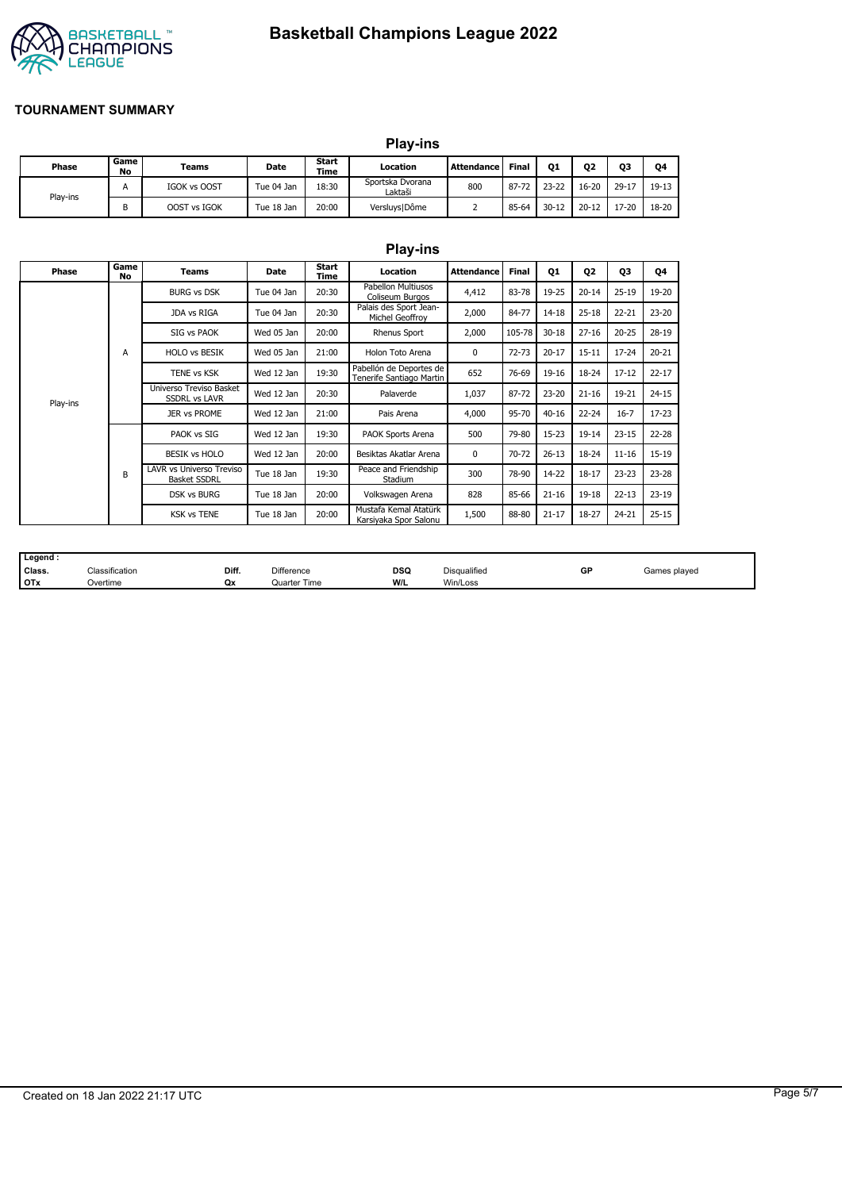# Basketball Champions League 2022

## TOURNAMENT SUMMARY

### Play-ins

| Phase | Game No | Teams | Date | Start Time | Location | Attendance | Final | Q1 | Q2 | Q3 | Q4 |
|---|---|---|---|---|---|---|---|---|---|---|---|
| Play-ins | A | IGOK vs OOST | Tue 04 Jan | 18:30 | Sportska Dvorana Laktaši | 800 | 87-72 | 23-22 | 16-20 | 29-17 | 19-13 |
| | B | OOST vs IGOK | Tue 18 Jan | 20:00 | Versluys\|Dôme | 2 | 85-64 | 30-12 | 20-12 | 17-20 | 18-20 |

### Play-ins

| Phase | Game No | Teams | Date | Start Time | Location | Attendance | Final | Q1 | Q2 | Q3 | Q4 |
|---|---|---|---|---|---|---|---|---|---|---|---|
| Play-ins | A | BURG vs DSK | Tue 04 Jan | 20:30 | Pabellon Multiusos Coliseum Burgos | 4,412 | 83-78 | 19-25 | 20-14 | 25-19 | 19-20 |
| | | JDA vs RIGA | Tue 04 Jan | 20:30 | Palais des Sport Jean-Michel Geoffroy | 2,000 | 84-77 | 14-18 | 25-18 | 22-21 | 23-20 |
| | | SIG vs PAOK | Wed 05 Jan | 20:00 | Rhenus Sport | 2,000 | 105-78 | 30-18 | 27-16 | 20-25 | 28-19 |
| | | HOLO vs BESIK | Wed 05 Jan | 21:00 | Holon Toto Arena | 0 | 72-73 | 20-17 | 15-11 | 17-24 | 20-21 |
| | | TENE vs KSK | Wed 12 Jan | 19:30 | Pabellón de Deportes de Tenerife Santiago Martin | 652 | 76-69 | 19-16 | 18-24 | 17-12 | 22-17 |
| | | Universo Treviso Basket SSDRL vs LAVR | Wed 12 Jan | 20:30 | Palaverde | 1,037 | 87-72 | 23-20 | 21-16 | 19-21 | 24-15 |
| | | JER vs PROME | Wed 12 Jan | 21:00 | Pais Arena | 4,000 | 95-70 | 40-16 | 22-24 | 16-7 | 17-23 |
| | B | PAOK vs SIG | Wed 12 Jan | 19:30 | PAOK Sports Arena | 500 | 79-80 | 15-23 | 19-14 | 23-15 | 22-28 |
| | | BESIK vs HOLO | Wed 12 Jan | 20:00 | Besiktas Akatlar Arena | 0 | 70-72 | 26-13 | 18-24 | 11-16 | 15-19 |
| | | LAVR vs Universo Treviso Basket SSDRL | Tue 18 Jan | 19:30 | Peace and Friendship Stadium | 300 | 78-90 | 14-22 | 18-17 | 23-23 | 23-28 |
| | | DSK vs BURG | Tue 18 Jan | 20:00 | Volkswagen Arena | 828 | 85-66 | 21-16 | 19-18 | 22-13 | 23-19 |
| | | KSK vs TENE | Tue 18 Jan | 20:00 | Mustafa Kemal Atatürk Karsiyaka Spor Salonu | 1,500 | 88-80 | 21-17 | 18-27 | 24-21 | 25-15 |

| Legend : | | | | | | | |
|---|---|---|---|---|---|---|---|
| Class. | Classification | Diff. | Difference | DSQ | Disqualified | GP | Games played |
| OTx | Overtime | Qx | Quarter Time | W/L | Win/Loss | | |

Created on 18 Jan 2022 21:17 UTC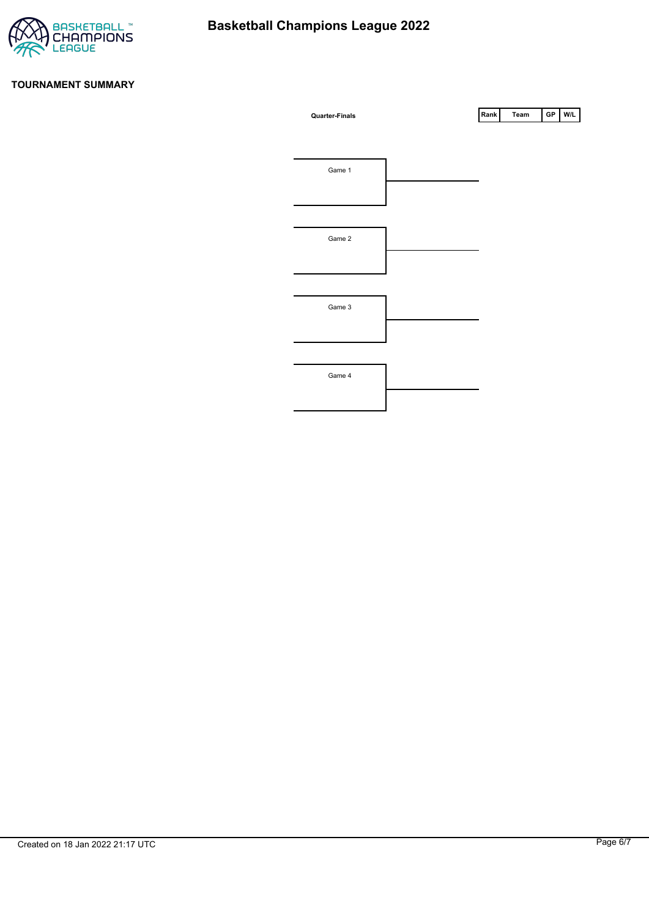**TOURNAMENT SUMMARY**

**Quarter-Finals**

| Rank | Team | GP | W/L |
|---|---|---|---|

Game 1

Game 2

Game 3

Game 4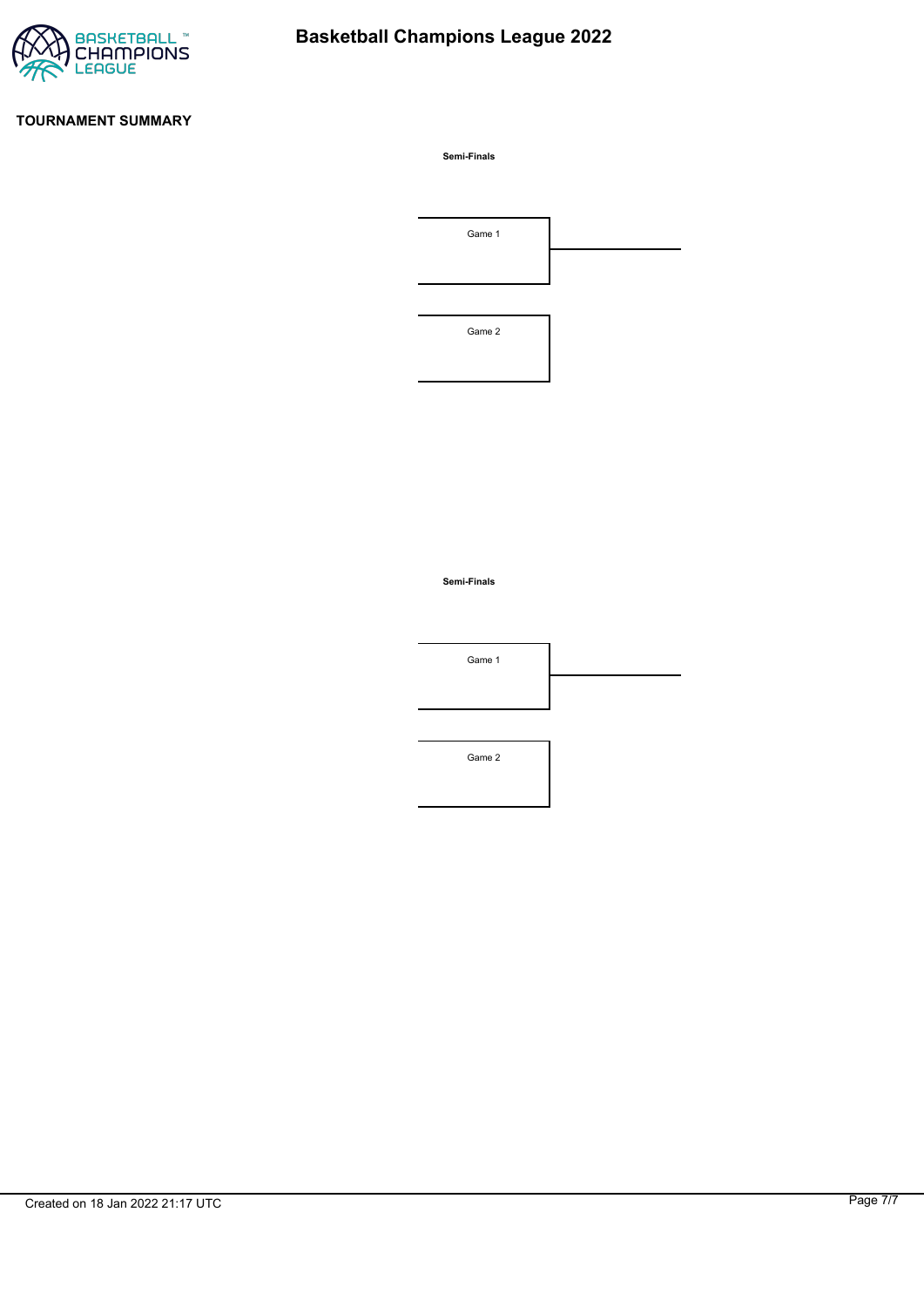# Basketball Champions League 2022

## TOURNAMENT SUMMARY

**Semi-Finals**

Game 1

Game 2

**Semi-Finals**

Game 1

Game 2

Created on 18 Jan 2022 21:17 UTC